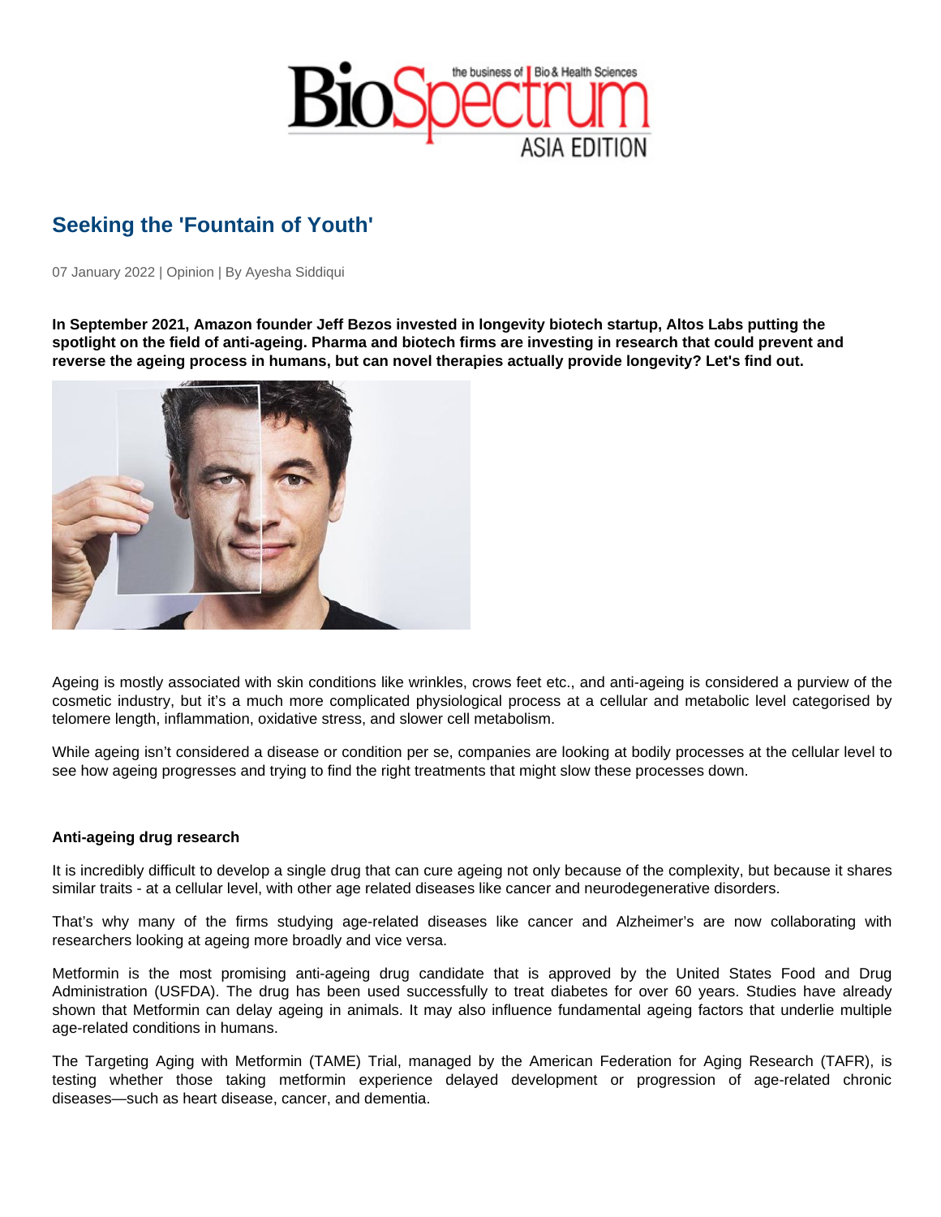# Seeking the 'Fountain of Youth'

07 January 2022 | Opinion | By Ayesha Siddiqui

**In September 2021, Amazon founder Jeff Bezos invested in longevity biotech startup, Altos Labs putting the spotlight on the field of anti-ageing. Pharma and biotech firms are investing in research that could prevent and reverse the ageing process in humans, but can novel therapies actually provide longevity? Let's find out.**

Ageing is mostly associated with skin conditions like wrinkles, crows feet etc., and anti-ageing is considered a purview of the cosmetic industry, but it's a much more complicated physiological process at a cellular and metabolic level categorised by telomere length, inflammation, oxidative stress, and slower cell metabolism.

While ageing isn't considered a disease or condition per se, companies are looking at bodily processes at the cellular level to see how ageing progresses and trying to find the right treatments that might slow these processes down.

### Anti-ageing drug research

It is incredibly difficult to develop a single drug that can cure ageing not only because of the complexity, but because it shares similar traits - at a cellular level, with other age related diseases like cancer and neurodegenerative disorders.

That's why many of the firms studying age-related diseases like cancer and Alzheimer's are now collaborating with researchers looking at ageing more broadly and vice versa.

Metformin is the most promising anti-ageing drug candidate that is approved by the United States Food and Drug Administration (USFDA). The drug has been used successfully to treat diabetes for over 60 years. Studies have already shown that Metformin can delay ageing in animals. It may also influence fundamental ageing factors that underlie multiple age-related conditions in humans.

The Targeting Aging with Metformin (TAME) Trial, managed by the American Federation for Aging Research (TAFR), is testing whether those taking metformin experience delayed development or progression of age-related chronic diseases—such as heart disease, cancer, and dementia.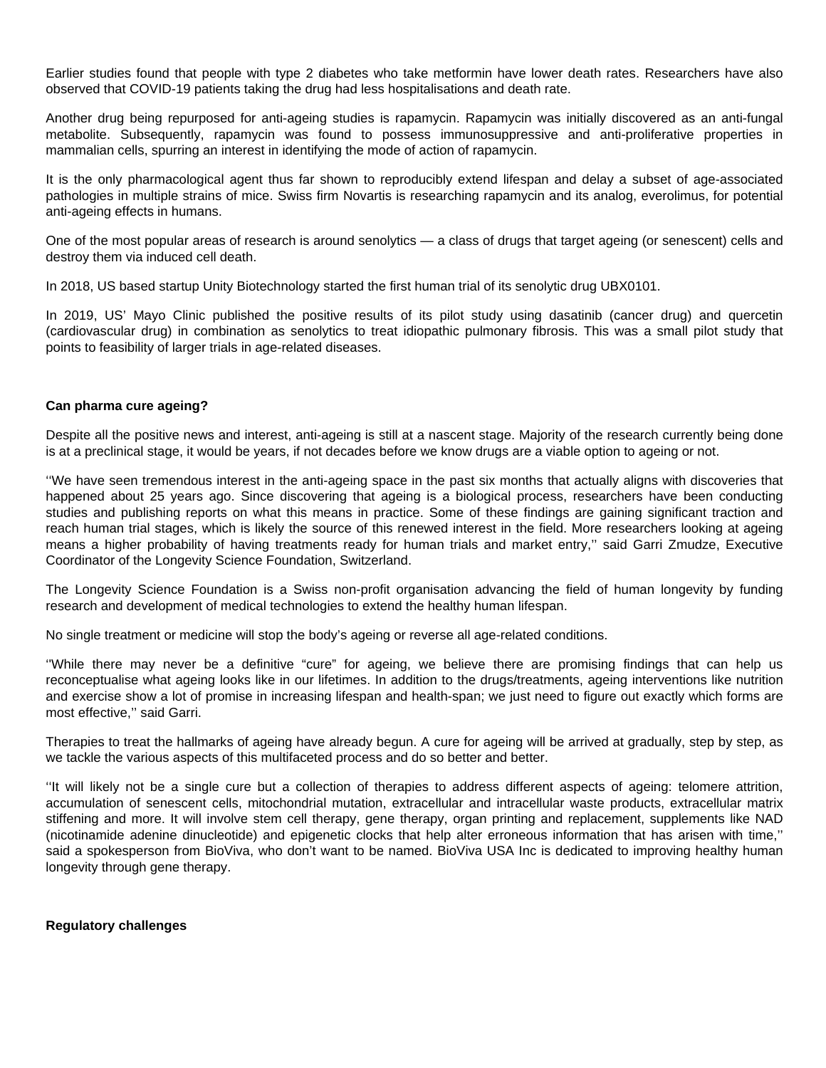Earlier studies found that people with type 2 diabetes who take metformin have lower death rates. Researchers have also observed that COVID-19 patients taking the drug had less hospitalisations and death rate.

Another drug being repurposed for anti-ageing studies is rapamycin. Rapamycin was initially discovered as an anti-fungal metabolite. Subsequently, rapamycin was found to possess immunosuppressive and anti-proliferative properties in mammalian cells, spurring an interest in identifying the mode of action of rapamycin.

It is the only pharmacological agent thus far shown to reproducibly extend lifespan and delay a subset of age-associated pathologies in multiple strains of mice. Swiss firm Novartis is researching rapamycin and its analog, everolimus, for potential anti-ageing effects in humans.

One of the most popular areas of research is around senolytics — a class of drugs that target ageing (or senescent) cells and destroy them via induced cell death.

In 2018, US based startup Unity Biotechnology started the first human trial of its senolytic drug UBX0101.

In 2019, US' Mayo Clinic published the positive results of its pilot study using dasatinib (cancer drug) and quercetin (cardiovascular drug) in combination as senolytics to treat idiopathic pulmonary fibrosis. This was a small pilot study that points to feasibility of larger trials in age-related diseases.

**Can pharma cure ageing?**

Despite all the positive news and interest, anti-ageing is still at a nascent stage. Majority of the research currently being done is at a preclinical stage, it would be years, if not decades before we know drugs are a viable option to ageing or not.

''We have seen tremendous interest in the anti-ageing space in the past six months that actually aligns with discoveries that happened about 25 years ago. Since discovering that ageing is a biological process, researchers have been conducting studies and publishing reports on what this means in practice. Some of these findings are gaining significant traction and reach human trial stages, which is likely the source of this renewed interest in the field. More researchers looking at ageing means a higher probability of having treatments ready for human trials and market entry,'' said Garri Zmudze, Executive Coordinator of the Longevity Science Foundation, Switzerland.

The Longevity Science Foundation is a Swiss non-profit organisation advancing the field of human longevity by funding research and development of medical technologies to extend the healthy human lifespan.

No single treatment or medicine will stop the body's ageing or reverse all age-related conditions.

''While there may never be a definitive "cure" for ageing, we believe there are promising findings that can help us reconceptualise what ageing looks like in our lifetimes. In addition to the drugs/treatments, ageing interventions like nutrition and exercise show a lot of promise in increasing lifespan and health-span; we just need to figure out exactly which forms are most effective,'' said Garri.

Therapies to treat the hallmarks of ageing have already begun. A cure for ageing will be arrived at gradually, step by step, as we tackle the various aspects of this multifaceted process and do so better and better.

''It will likely not be a single cure but a collection of therapies to address different aspects of ageing: telomere attrition, accumulation of senescent cells, mitochondrial mutation, extracellular and intracellular waste products, extracellular matrix stiffening and more. It will involve stem cell therapy, gene therapy, organ printing and replacement, supplements like NAD (nicotinamide adenine dinucleotide) and epigenetic clocks that help alter erroneous information that has arisen with time,'' said a spokesperson from BioViva, who don't want to be named. BioViva USA Inc is dedicated to improving healthy human longevity through gene therapy.

**Regulatory challenges**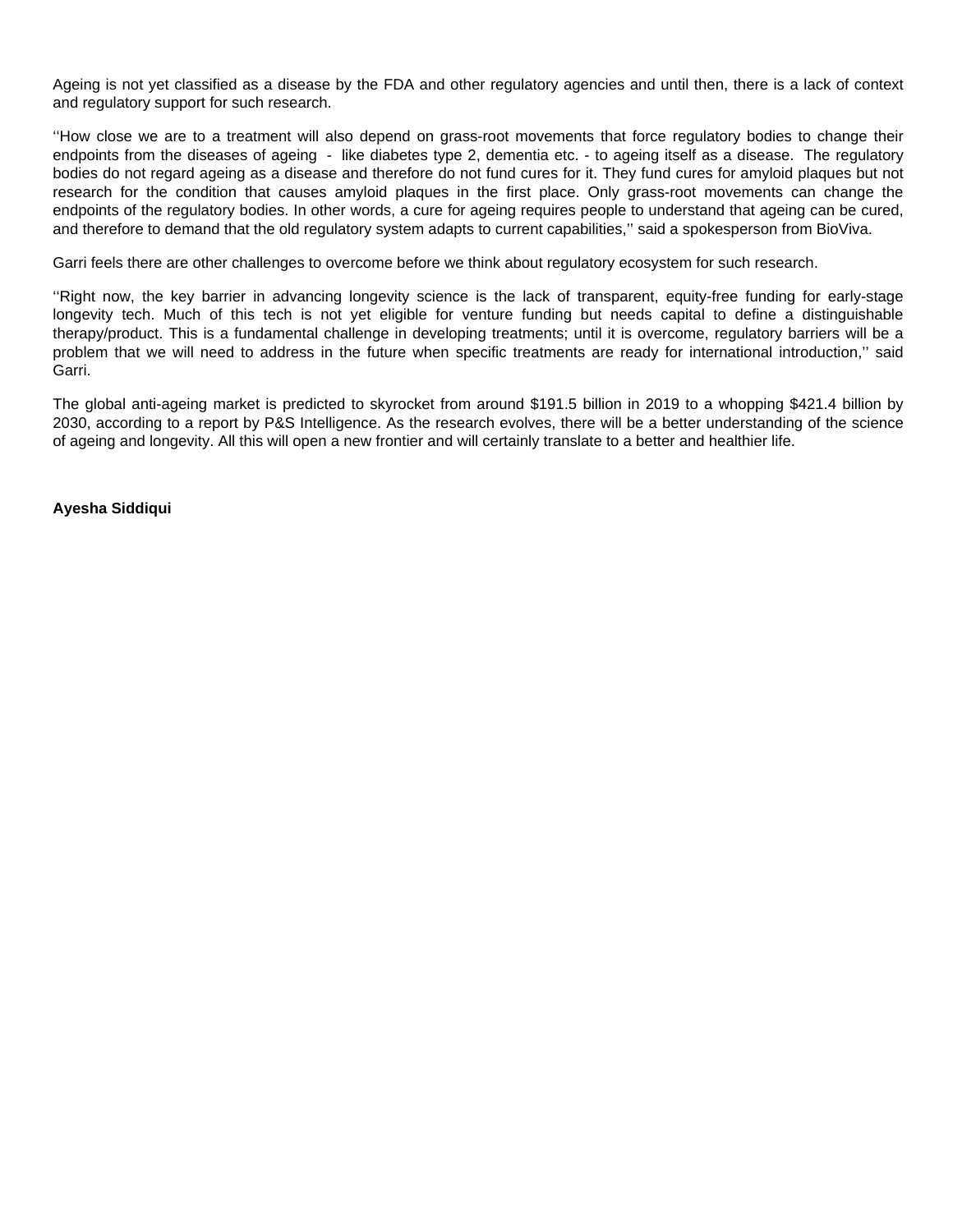Ageing is not yet classified as a disease by the FDA and other regulatory agencies and until then, there is a lack of context and regulatory support for such research.

‘‘How close we are to a treatment will also depend on grass-root movements that force regulatory bodies to change their endpoints from the diseases of ageing - like diabetes type 2, dementia etc. - to ageing itself as a disease. The regulatory bodies do not regard ageing as a disease and therefore do not fund cures for it. They fund cures for amyloid plaques but not research for the condition that causes amyloid plaques in the first place. Only grass-root movements can change the endpoints of the regulatory bodies. In other words, a cure for ageing requires people to understand that ageing can be cured, and therefore to demand that the old regulatory system adapts to current capabilities,’’ said a spokesperson from BioViva.

Garri feels there are other challenges to overcome before we think about regulatory ecosystem for such research.

‘‘Right now, the key barrier in advancing longevity science is the lack of transparent, equity-free funding for early-stage longevity tech. Much of this tech is not yet eligible for venture funding but needs capital to define a distinguishable therapy/product. This is a fundamental challenge in developing treatments; until it is overcome, regulatory barriers will be a problem that we will need to address in the future when specific treatments are ready for international introduction,’’ said Garri.

The global anti-ageing market is predicted to skyrocket from around $191.5 billion in 2019 to a whopping $421.4 billion by 2030, according to a report by P&S Intelligence. As the research evolves, there will be a better understanding of the science of ageing and longevity. All this will open a new frontier and will certainly translate to a better and healthier life.

**Ayesha Siddiqui**